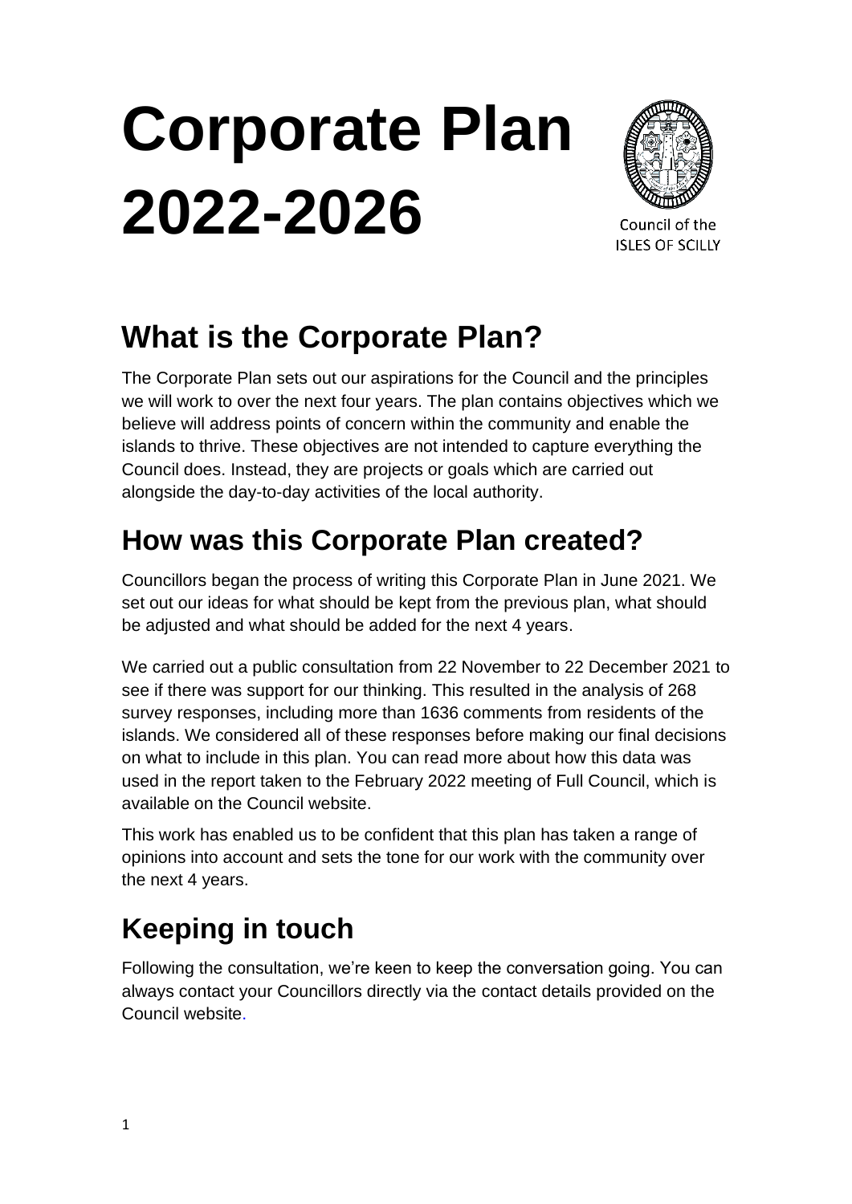# Corporate Plan 2022-2026

Council of the ISLES OF SCILLY

## What is the Corporate Plan?

The Corporate Plan sets out our aspirations for the Council and the principles we will work to over the next four years. The plan contains objectives which we believe will address points of concern within the community and enable the islands to thrive. These objectives are not intended to capture everything the Council does. Instead, they are projects or goals which are carried out alongside the day-to-day activities of the local authority.

## How was this Corporate Plan created?

Councillors began the process of writing this Corporate Plan in June 2021. We set out our ideas for what should be kept from the previous plan, what should be adjusted and what should be added for the next 4 years.

We carried out a public consultation from 22 November to 22 December 2021 to see if there was support for our thinking. This resulted in the analysis of 268 survey responses, including more than 1636 comments from residents of the islands. We considered all of these responses before making our final decisions on what to include in this plan. You can read more about how this data was used in the report taken to the February 2022 meeting of Full Council, which is available on the Council website.

This work has enabled us to be confident that this plan has taken a range of opinions into account and sets the tone for our work with the community over the next 4 years.

## Keeping in touch

Following the consultation, we're keen to keep the conversation going. You can always contact your Councillors directly via the contact details provided on the Council website.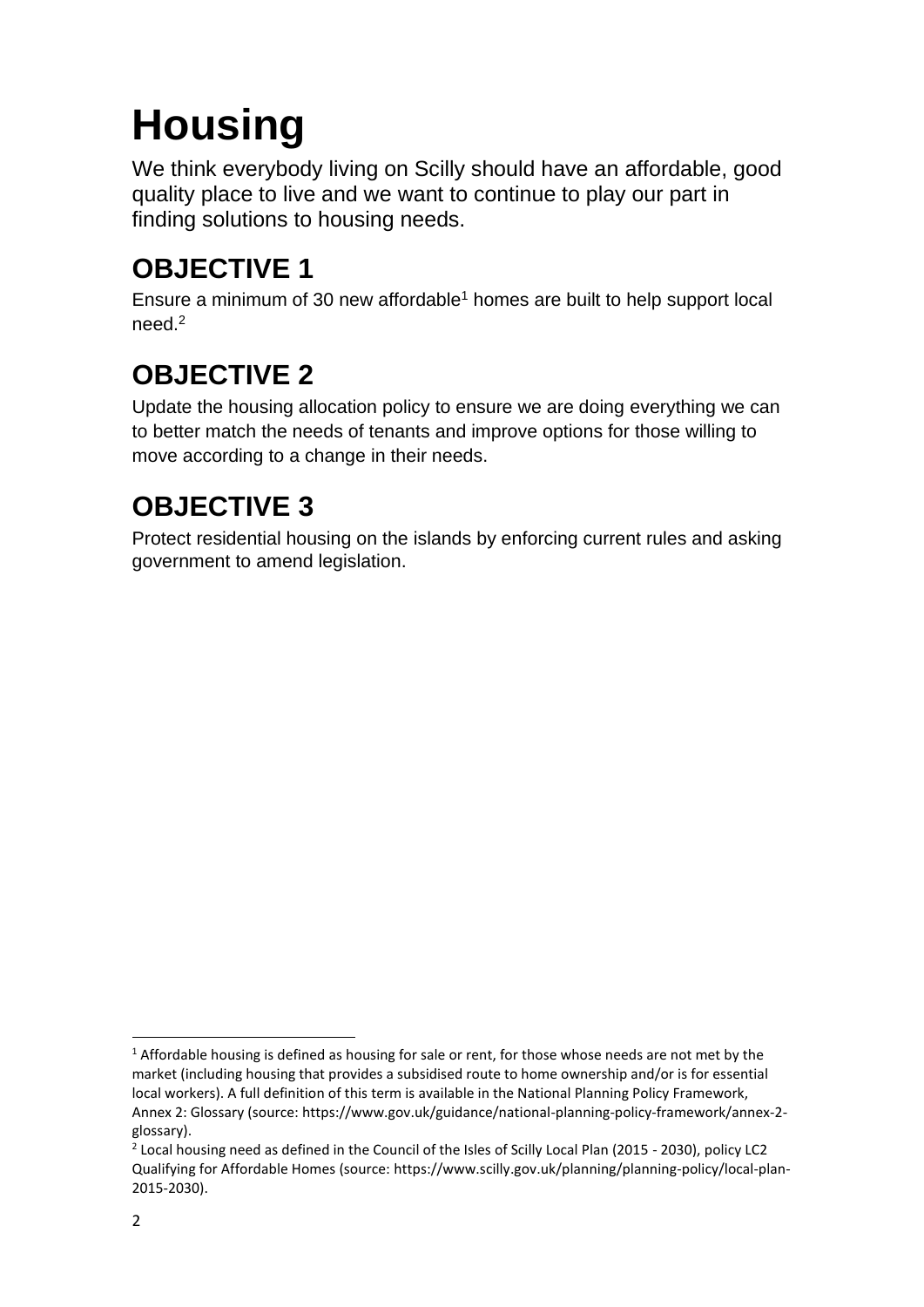# Housing

We think everybody living on Scilly should have an affordable, good quality place to live and we want to continue to play our part in finding solutions to housing needs.

## OBJECTIVE 1

Ensure a minimum of 30 new affordable[1] homes are built to help support local need.[2]

## OBJECTIVE 2

Update the housing allocation policy to ensure we are doing everything we can to better match the needs of tenants and improve options for those willing to move according to a change in their needs.

## OBJECTIVE 3

Protect residential housing on the islands by enforcing current rules and asking government to amend legislation.

---

[1] Affordable housing is defined as housing for sale or rent, for those whose needs are not met by the market (including housing that provides a subsidised route to home ownership and/or is for essential local workers). A full definition of this term is available in the National Planning Policy Framework, Annex 2: Glossary (source: https://www.gov.uk/guidance/national-planning-policy-framework/annex-2-glossary).

[2] Local housing need as defined in the Council of the Isles of Scilly Local Plan (2015 - 2030), policy LC2 Qualifying for Affordable Homes (source: https://www.scilly.gov.uk/planning/planning-policy/local-plan-2015-2030).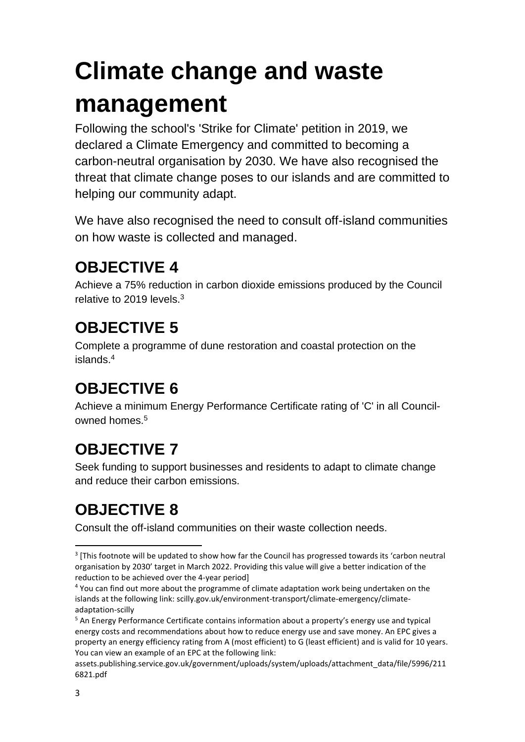# Climate change and waste management

Following the school's 'Strike for Climate' petition in 2019, we declared a Climate Emergency and committed to becoming a carbon-neutral organisation by 2030. We have also recognised the threat that climate change poses to our islands and are committed to helping our community adapt.

We have also recognised the need to consult off-island communities on how waste is collected and managed.

## OBJECTIVE 4

Achieve a 75% reduction in carbon dioxide emissions produced by the Council relative to 2019 levels.[3]

## OBJECTIVE 5

Complete a programme of dune restoration and coastal protection on the islands.[4]

## OBJECTIVE 6

Achieve a minimum Energy Performance Certificate rating of 'C' in all Council-owned homes.[5]

## OBJECTIVE 7

Seek funding to support businesses and residents to adapt to climate change and reduce their carbon emissions.

## OBJECTIVE 8

Consult the off-island communities on their waste collection needs.

---

[3] [This footnote will be updated to show how far the Council has progressed towards its 'carbon neutral organisation by 2030' target in March 2022. Providing this value will give a better indication of the reduction to be achieved over the 4-year period]

[4] You can find out more about the programme of climate adaptation work being undertaken on the islands at the following link: scilly.gov.uk/environment-transport/climate-emergency/climate-adaptation-scilly

[5] An Energy Performance Certificate contains information about a property's energy use and typical energy costs and recommendations about how to reduce energy use and save money. An EPC gives a property an energy efficiency rating from A (most efficient) to G (least efficient) and is valid for 10 years. You can view an example of an EPC at the following link: assets.publishing.service.gov.uk/government/uploads/system/uploads/attachment_data/file/5996/2116821.pdf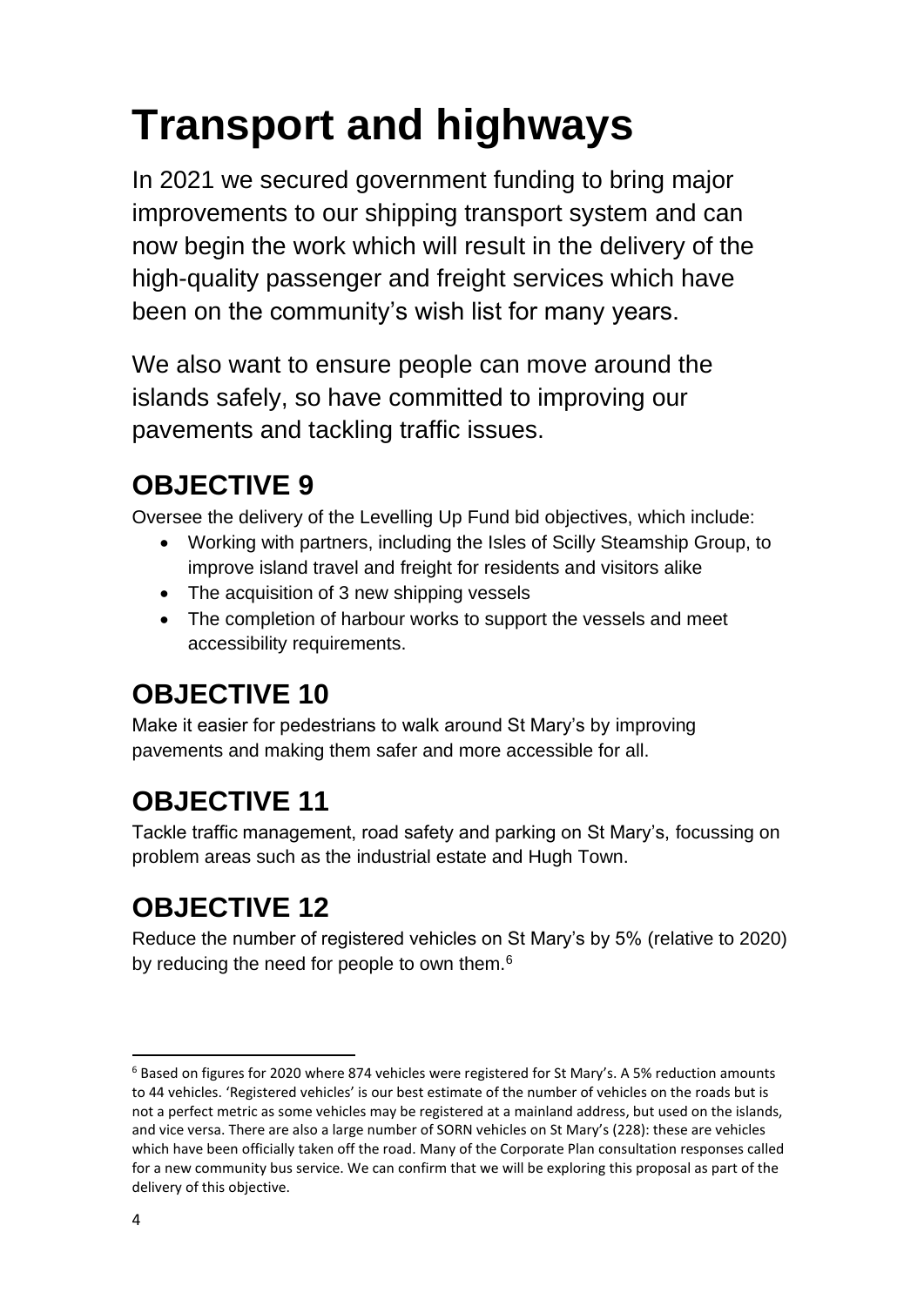# Transport and highways

In 2021 we secured government funding to bring major improvements to our shipping transport system and can now begin the work which will result in the delivery of the high-quality passenger and freight services which have been on the community's wish list for many years.

We also want to ensure people can move around the islands safely, so have committed to improving our pavements and tackling traffic issues.

## OBJECTIVE 9

Oversee the delivery of the Levelling Up Fund bid objectives, which include:

- Working with partners, including the Isles of Scilly Steamship Group, to improve island travel and freight for residents and visitors alike
- The acquisition of 3 new shipping vessels
- The completion of harbour works to support the vessels and meet accessibility requirements.

## OBJECTIVE 10

Make it easier for pedestrians to walk around St Mary's by improving pavements and making them safer and more accessible for all.

## OBJECTIVE 11

Tackle traffic management, road safety and parking on St Mary's, focussing on problem areas such as the industrial estate and Hugh Town.

## OBJECTIVE 12

Reduce the number of registered vehicles on St Mary's by 5% (relative to 2020) by reducing the need for people to own them.[6]

---

[6] Based on figures for 2020 where 874 vehicles were registered for St Mary's. A 5% reduction amounts to 44 vehicles. 'Registered vehicles' is our best estimate of the number of vehicles on the roads but is not a perfect metric as some vehicles may be registered at a mainland address, but used on the islands, and vice versa. There are also a large number of SORN vehicles on St Mary's (228): these are vehicles which have been officially taken off the road. Many of the Corporate Plan consultation responses called for a new community bus service. We can confirm that we will be exploring this proposal as part of the delivery of this objective.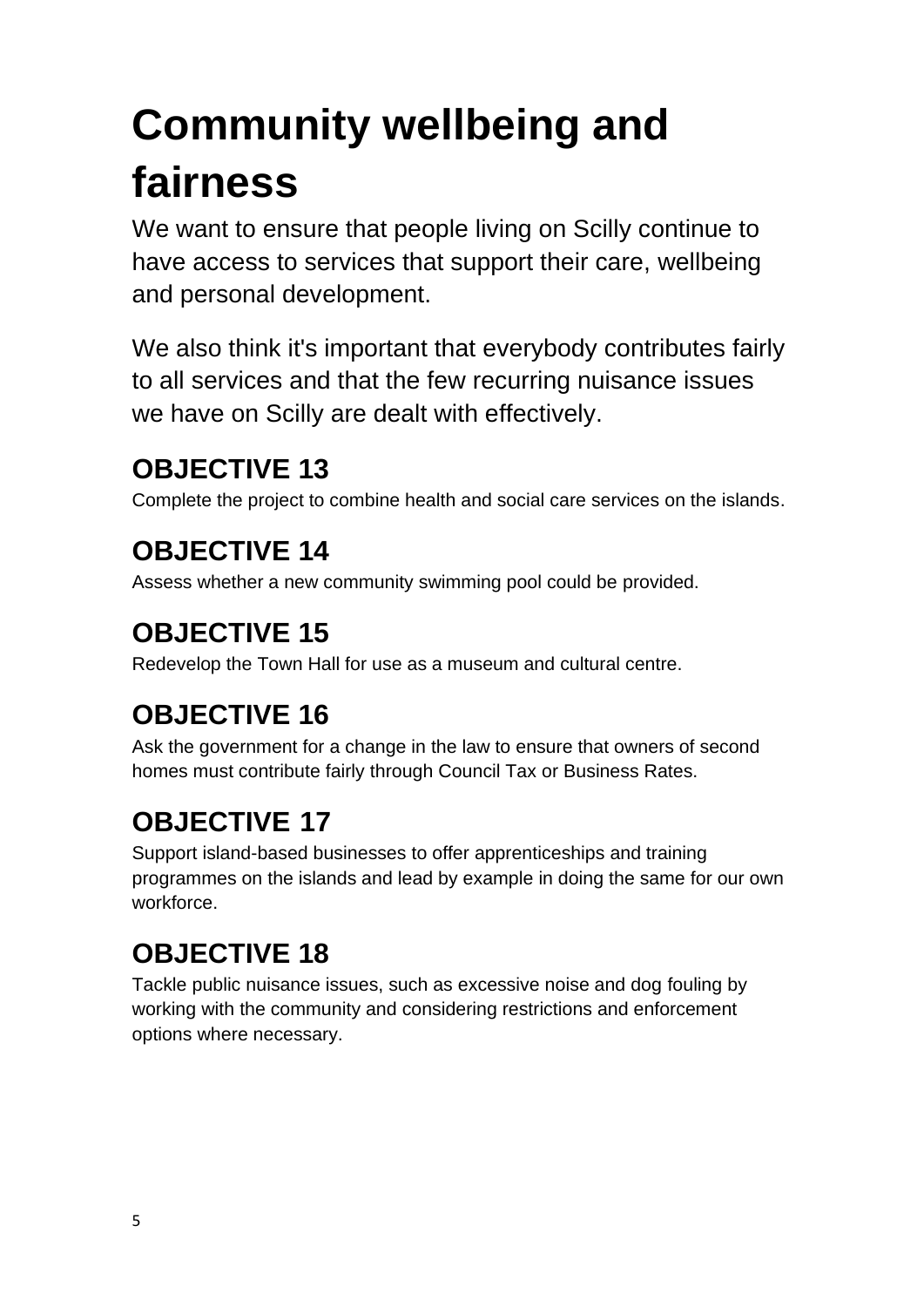# Community wellbeing and fairness

We want to ensure that people living on Scilly continue to have access to services that support their care, wellbeing and personal development.

We also think it's important that everybody contributes fairly to all services and that the few recurring nuisance issues we have on Scilly are dealt with effectively.

## OBJECTIVE 13

Complete the project to combine health and social care services on the islands.

## OBJECTIVE 14

Assess whether a new community swimming pool could be provided.

## OBJECTIVE 15

Redevelop the Town Hall for use as a museum and cultural centre.

## OBJECTIVE 16

Ask the government for a change in the law to ensure that owners of second homes must contribute fairly through Council Tax or Business Rates.

## OBJECTIVE 17

Support island-based businesses to offer apprenticeships and training programmes on the islands and lead by example in doing the same for our own workforce.

## OBJECTIVE 18

Tackle public nuisance issues, such as excessive noise and dog fouling by working with the community and considering restrictions and enforcement options where necessary.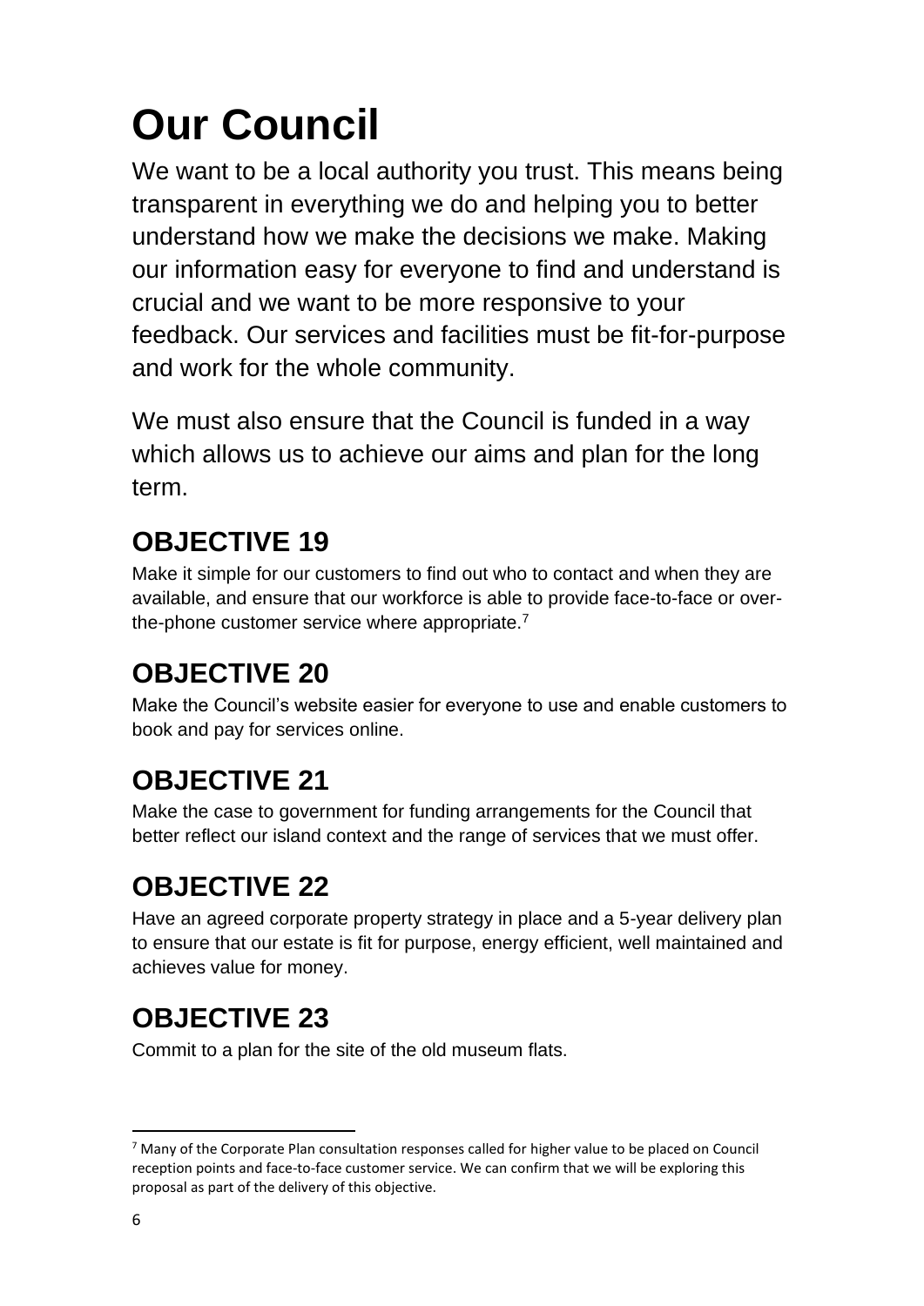# Our Council

We want to be a local authority you trust. This means being transparent in everything we do and helping you to better understand how we make the decisions we make. Making our information easy for everyone to find and understand is crucial and we want to be more responsive to your feedback. Our services and facilities must be fit-for-purpose and work for the whole community.

We must also ensure that the Council is funded in a way which allows us to achieve our aims and plan for the long term.

## OBJECTIVE 19

Make it simple for our customers to find out who to contact and when they are available, and ensure that our workforce is able to provide face-to-face or over-the-phone customer service where appropriate.[7]

## OBJECTIVE 20

Make the Council's website easier for everyone to use and enable customers to book and pay for services online.

## OBJECTIVE 21

Make the case to government for funding arrangements for the Council that better reflect our island context and the range of services that we must offer.

## OBJECTIVE 22

Have an agreed corporate property strategy in place and a 5-year delivery plan to ensure that our estate is fit for purpose, energy efficient, well maintained and achieves value for money.

## OBJECTIVE 23

Commit to a plan for the site of the old museum flats.

---

[7] Many of the Corporate Plan consultation responses called for higher value to be placed on Council reception points and face-to-face customer service. We can confirm that we will be exploring this proposal as part of the delivery of this objective.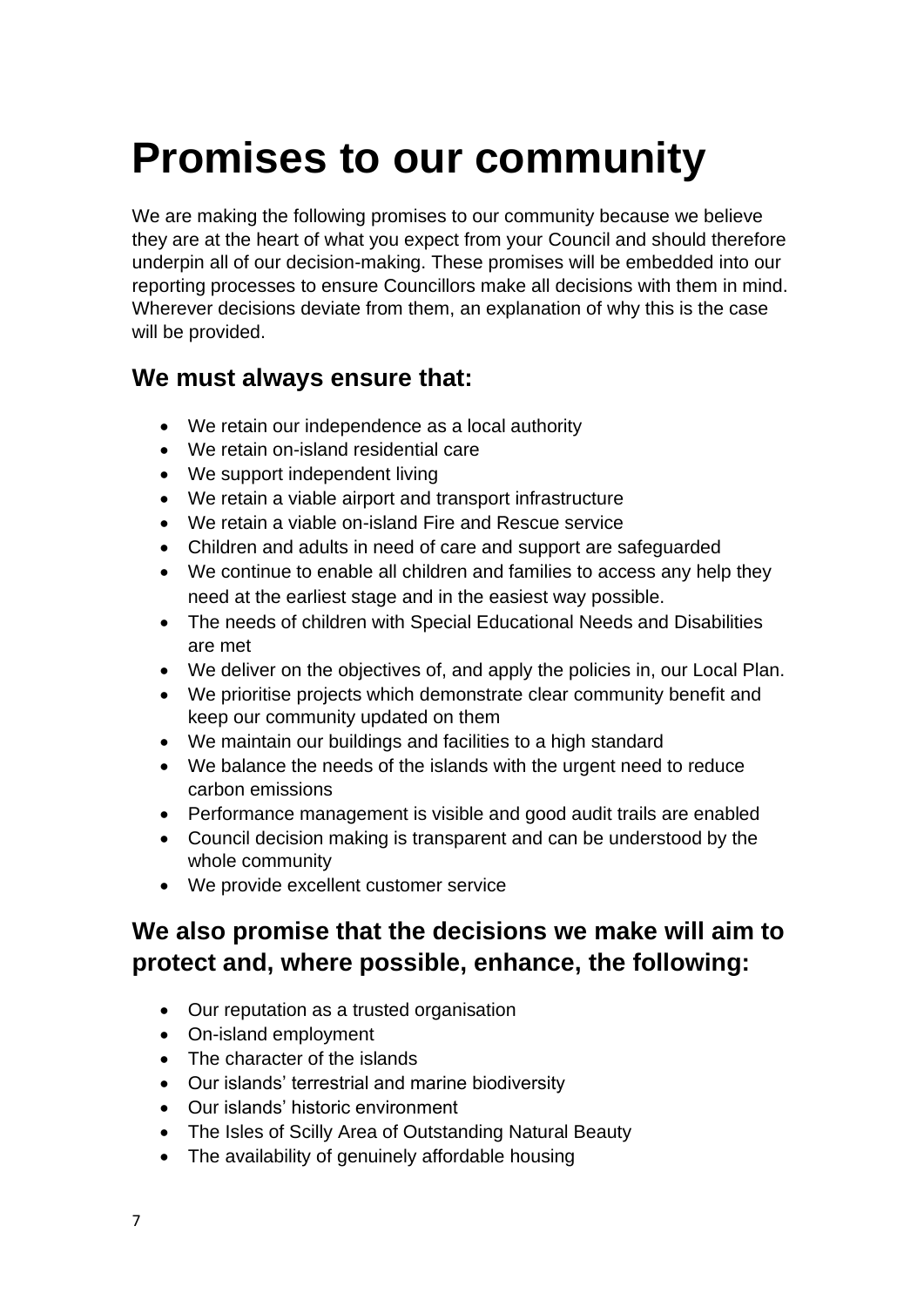# Promises to our community

We are making the following promises to our community because we believe they are at the heart of what you expect from your Council and should therefore underpin all of our decision-making. These promises will be embedded into our reporting processes to ensure Councillors make all decisions with them in mind. Wherever decisions deviate from them, an explanation of why this is the case will be provided.

## We must always ensure that:

- We retain our independence as a local authority
- We retain on-island residential care
- We support independent living
- We retain a viable airport and transport infrastructure
- We retain a viable on-island Fire and Rescue service
- Children and adults in need of care and support are safeguarded
- We continue to enable all children and families to access any help they need at the earliest stage and in the easiest way possible.
- The needs of children with Special Educational Needs and Disabilities are met
- We deliver on the objectives of, and apply the policies in, our Local Plan.
- We prioritise projects which demonstrate clear community benefit and keep our community updated on them
- We maintain our buildings and facilities to a high standard
- We balance the needs of the islands with the urgent need to reduce carbon emissions
- Performance management is visible and good audit trails are enabled
- Council decision making is transparent and can be understood by the whole community
- We provide excellent customer service

## We also promise that the decisions we make will aim to protect and, where possible, enhance, the following:

- Our reputation as a trusted organisation
- On-island employment
- The character of the islands
- Our islands' terrestrial and marine biodiversity
- Our islands' historic environment
- The Isles of Scilly Area of Outstanding Natural Beauty
- The availability of genuinely affordable housing